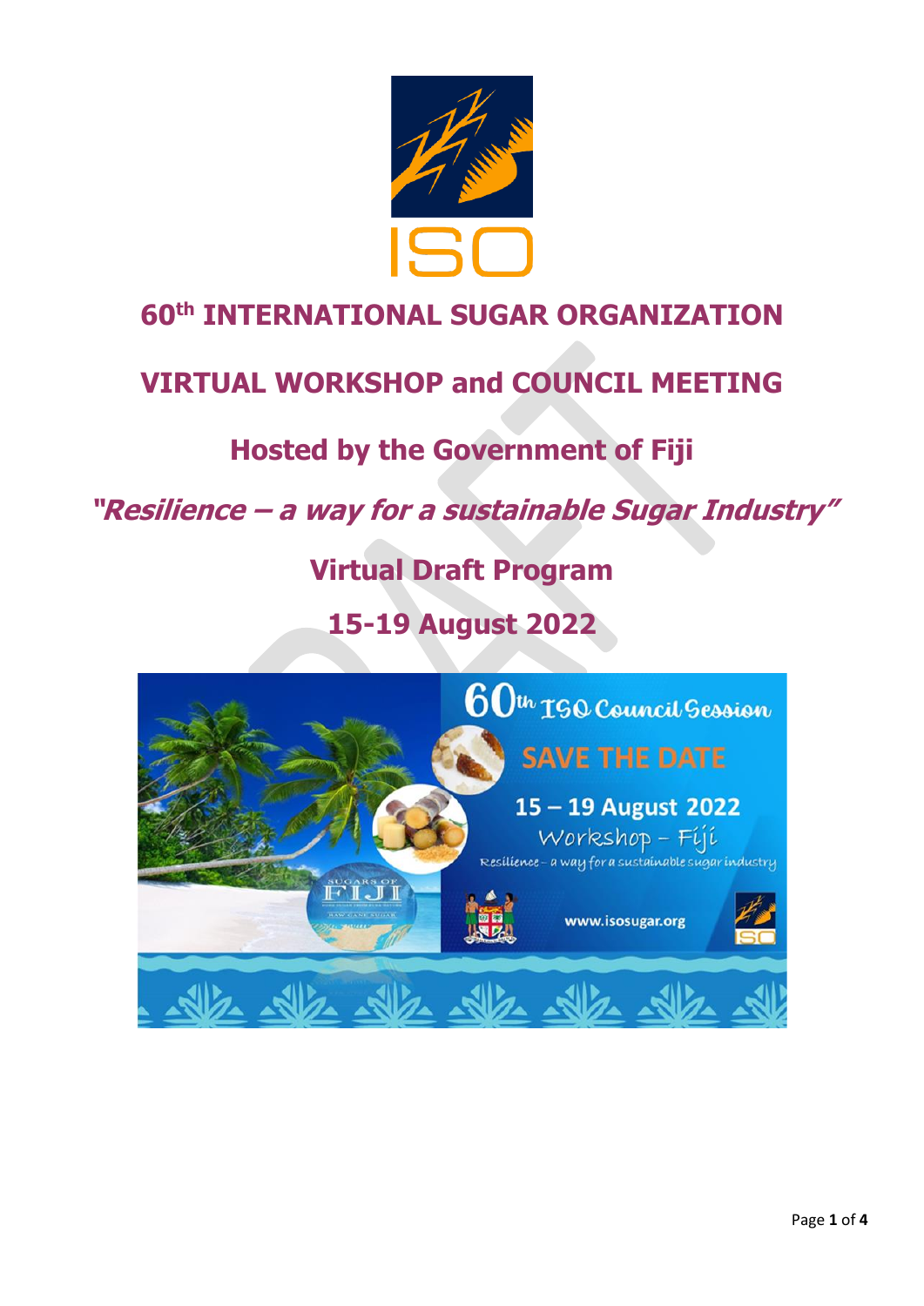# 60th INTERNATIONAL SUGAR ORGANIZATION

# VIRTUAL WORKSHOP and COUNCIL MEETING

## Hosted by the Government of Fiji

## *"Resilience – a way for a sustainable Sugar Industry"*

## Virtual Draft Program

## 15-19 August 2022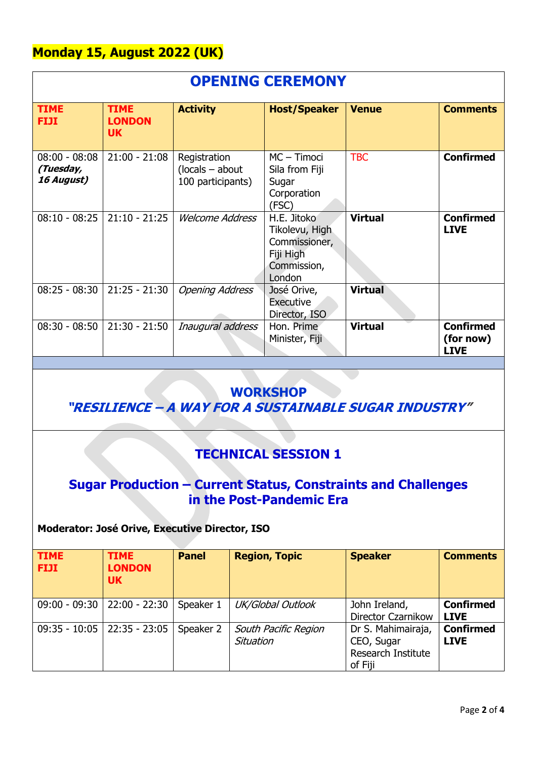## Monday 15, August 2022 (UK)

## OPENING CEREMONY

| TIME FIJI | TIME LONDON UK | Activity | Host/Speaker | Venue | Comments |
|---|---|---|---|---|---|
| 08:00 - 08:08 ***(Tuesday, 16 August)*** | 21:00 - 21:08 | Registration (locals – about 100 participants) | MC – Timoci Sila from Fiji Sugar Corporation (FSC) | TBC | **Confirmed** |
| 08:10 - 08:25 | 21:10 - 21:25 | *Welcome Address* | H.E. Jitoko Tikolevu, High Commissioner, Fiji High Commission, London | **Virtual** | **Confirmed LIVE** |
| 08:25 - 08:30 | 21:25 - 21:30 | *Opening Address* | José Orive, Executive Director, ISO | **Virtual** | |
| 08:30 - 08:50 | 21:30 - 21:50 | *Inaugural address* | Hon. Prime Minister, Fiji | **Virtual** | **Confirmed (for now) LIVE** |

## WORKSHOP
## *"RESILIENCE – A WAY FOR A SUSTAINABLE SUGAR INDUSTRY"*

## TECHNICAL SESSION 1

### Sugar Production – Current Status, Constraints and Challenges in the Post-Pandemic Era

**Moderator: José Orive, Executive Director, ISO**

| TIME FIJI | TIME LONDON UK | Panel | Region, Topic | Speaker | Comments |
|---|---|---|---|---|---|
| 09:00 - 09:30 | 22:00 - 22:30 | Speaker 1 | *UK/Global Outlook* | John Ireland, Director Czarnikow | **Confirmed LIVE** |
| 09:35 - 10:05 | 22:35 - 23:05 | Speaker 2 | *South Pacific Region Situation* | Dr S. Mahimairaja, CEO, Sugar Research Institute of Fiji | **Confirmed LIVE** |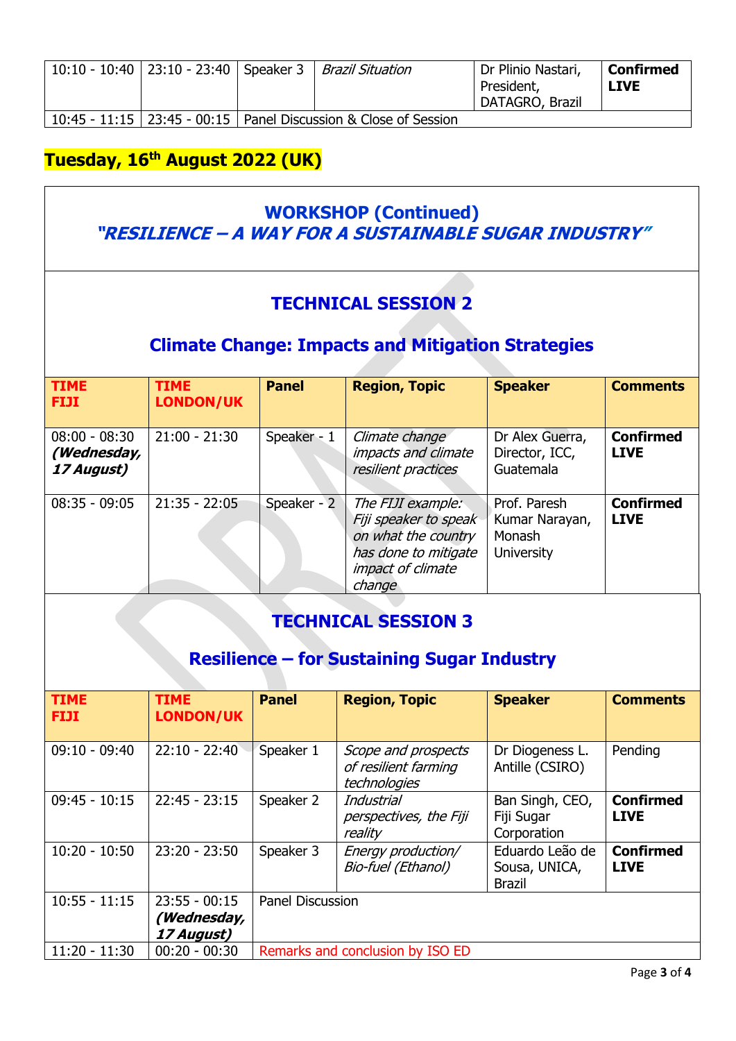| | | | | | |
|---|---|---|---|---|---|
| 10:10 - 10:40 | 23:10 - 23:40 | Speaker 3 | *Brazil Situation* | Dr Plinio Nastari, President, DATAGRO, Brazil | **Confirmed LIVE** |
| 10:45 - 11:15 | 23:45 - 00:15 | Panel Discussion & Close of Session | | | |

## Tuesday, 16th August 2022 (UK)

### WORKSHOP (Continued)
### *"RESILIENCE – A WAY FOR A SUSTAINABLE SUGAR INDUSTRY"*

### TECHNICAL SESSION 2

### Climate Change: Impacts and Mitigation Strategies

| TIME FIJI | TIME LONDON/UK | Panel | Region, Topic | Speaker | Comments |
|---|---|---|---|---|---|
| 08:00 - 08:30 ***(Wednesday, 17 August)*** | 21:00 - 21:30 | Speaker - 1 | *Climate change impacts and climate resilient practices* | Dr Alex Guerra, Director, ICC, Guatemala | **Confirmed LIVE** |
| 08:35 - 09:05 | 21:35 - 22:05 | Speaker - 2 | *The FIJI example: Fiji speaker to speak on what the country has done to mitigate impact of climate change* | Prof. Paresh Kumar Narayan, Monash University | **Confirmed LIVE** |

### TECHNICAL SESSION 3

### Resilience – for Sustaining Sugar Industry

| TIME FIJI | TIME LONDON/UK | Panel | Region, Topic | Speaker | Comments |
|---|---|---|---|---|---|
| 09:10 - 09:40 | 22:10 - 22:40 | Speaker 1 | *Scope and prospects of resilient farming technologies* | Dr Diogeness L. Antille (CSIRO) | Pending |
| 09:45 - 10:15 | 22:45 - 23:15 | Speaker 2 | *Industrial perspectives, the Fiji reality* | Ban Singh, CEO, Fiji Sugar Corporation | **Confirmed LIVE** |
| 10:20 - 10:50 | 23:20 - 23:50 | Speaker 3 | *Energy production/ Bio-fuel (Ethanol)* | Eduardo Leão de Sousa, UNICA, Brazil | **Confirmed LIVE** |
| 10:55 - 11:15 | 23:55 - 00:15 ***(Wednesday, 17 August)*** | Panel Discussion | | | |
| 11:20 - 11:30 | 00:20 - 00:30 | Remarks and conclusion by ISO ED | | | |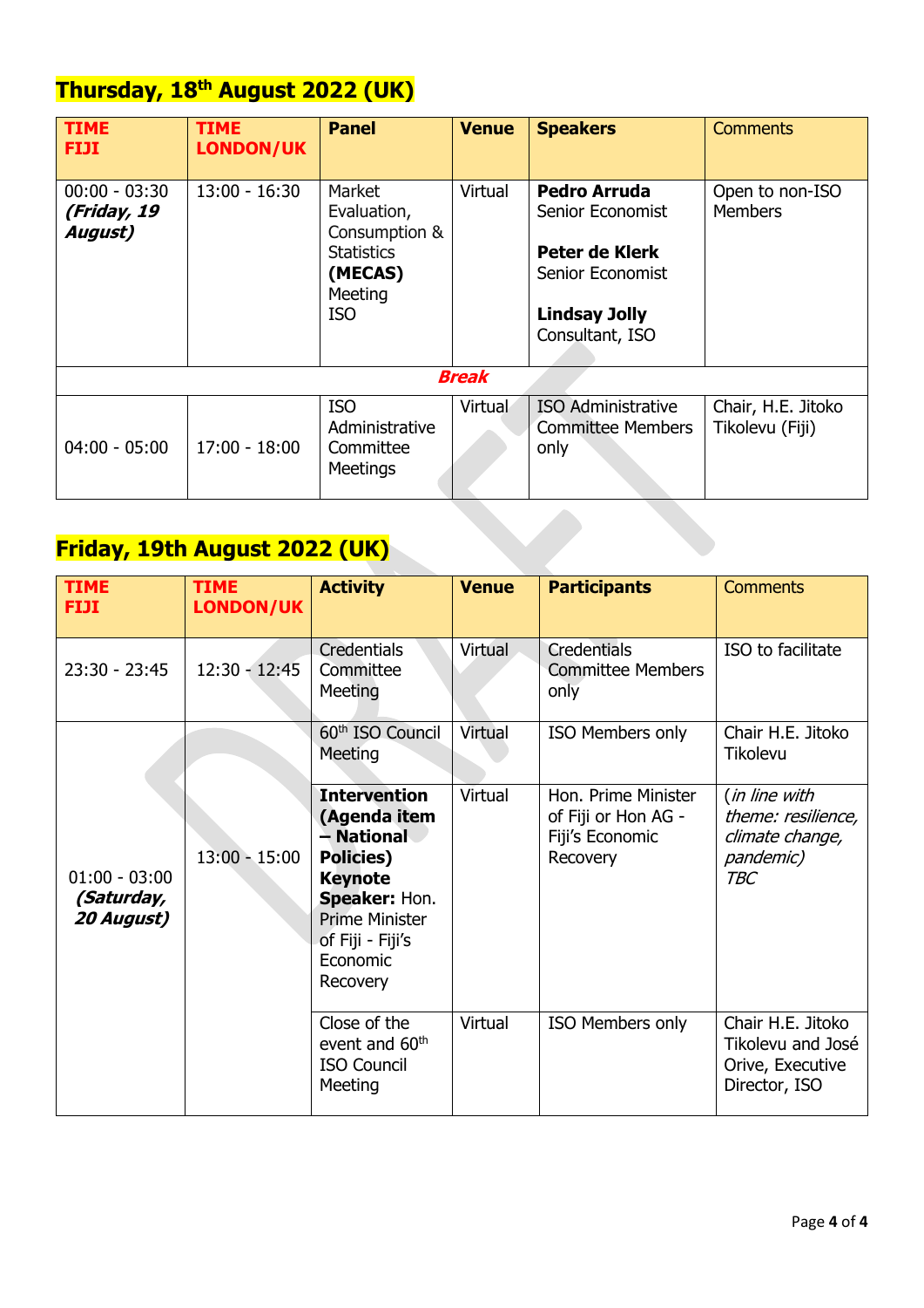## Thursday, 18th August 2022 (UK)

| TIME FIJI | TIME LONDON/UK | Panel | Venue | Speakers | Comments |
|---|---|---|---|---|---|
| 00:00 - 03:30 ***(Friday, 19 August)*** | 13:00 - 16:30 | Market Evaluation, Consumption & Statistics **(MECAS)** Meeting ISO | Virtual | **Pedro Arruda** Senior Economist<br><br>**Peter de Klerk** Senior Economist<br><br>**Lindsay Jolly** Consultant, ISO | Open to non-ISO Members |
| | | ***Break*** | | | |
| 04:00 - 05:00 | 17:00 - 18:00 | ISO Administrative Committee Meetings | Virtual | ISO Administrative Committee Members only | Chair, H.E. Jitoko Tikolevu (Fiji) |

## Friday, 19th August 2022 (UK)

| TIME FIJI | TIME LONDON/UK | Activity | Venue | Participants | Comments |
|---|---|---|---|---|---|
| 23:30 - 23:45 | 12:30 - 12:45 | Credentials Committee Meeting | Virtual | Credentials Committee Members only | ISO to facilitate |
| 01:00 - 03:00 ***(Saturday, 20 August)*** | 13:00 - 15:00 | 60th ISO Council Meeting | Virtual | ISO Members only | Chair H.E. Jitoko Tikolevu |
| | | **Intervention (Agenda item – National Policies) Keynote Speaker:** Hon. Prime Minister of Fiji - Fiji's Economic Recovery | Virtual | Hon. Prime Minister of Fiji or Hon AG - Fiji's Economic Recovery | (*in line with theme: resilience, climate change, pandemic) TBC* |
| | | Close of the event and 60th ISO Council Meeting | Virtual | ISO Members only | Chair H.E. Jitoko Tikolevu and José Orive, Executive Director, ISO |